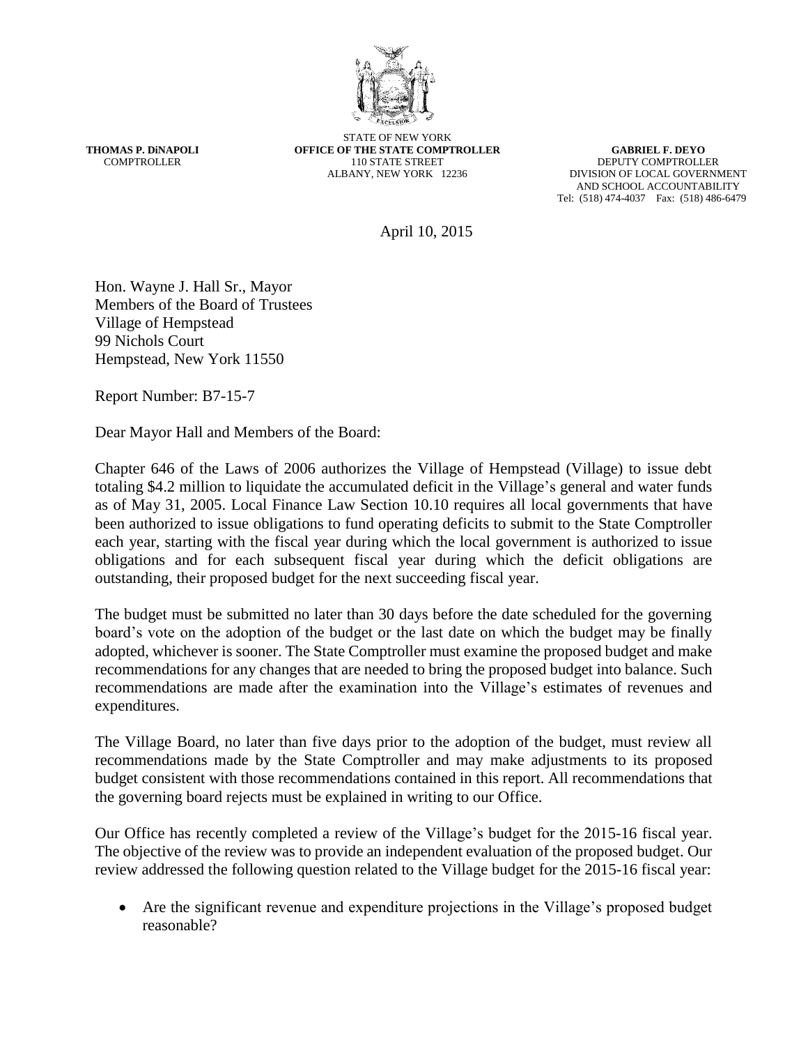THOMAS P. DiNAPOLI
COMPTROLLER

STATE OF NEW YORK
**OFFICE OF THE STATE COMPTROLLER**
110 STATE STREET
ALBANY, NEW YORK 12236

**GABRIEL F. DEYO**
DEPUTY COMPTROLLER
DIVISION OF LOCAL GOVERNMENT
AND SCHOOL ACCOUNTABILITY
Tel: (518) 474-4037 Fax: (518) 486-6479

April 10, 2015

Hon. Wayne J. Hall Sr., Mayor
Members of the Board of Trustees
Village of Hempstead
99 Nichols Court
Hempstead, New York 11550

Report Number: B7-15-7

Dear Mayor Hall and Members of the Board:

Chapter 646 of the Laws of 2006 authorizes the Village of Hempstead (Village) to issue debt totaling $4.2 million to liquidate the accumulated deficit in the Village's general and water funds as of May 31, 2005. Local Finance Law Section 10.10 requires all local governments that have been authorized to issue obligations to fund operating deficits to submit to the State Comptroller each year, starting with the fiscal year during which the local government is authorized to issue obligations and for each subsequent fiscal year during which the deficit obligations are outstanding, their proposed budget for the next succeeding fiscal year.

The budget must be submitted no later than 30 days before the date scheduled for the governing board's vote on the adoption of the budget or the last date on which the budget may be finally adopted, whichever is sooner. The State Comptroller must examine the proposed budget and make recommendations for any changes that are needed to bring the proposed budget into balance. Such recommendations are made after the examination into the Village's estimates of revenues and expenditures.

The Village Board, no later than five days prior to the adoption of the budget, must review all recommendations made by the State Comptroller and may make adjustments to its proposed budget consistent with those recommendations contained in this report. All recommendations that the governing board rejects must be explained in writing to our Office.

Our Office has recently completed a review of the Village's budget for the 2015-16 fiscal year. The objective of the review was to provide an independent evaluation of the proposed budget. Our review addressed the following question related to the Village budget for the 2015-16 fiscal year:

- Are the significant revenue and expenditure projections in the Village's proposed budget reasonable?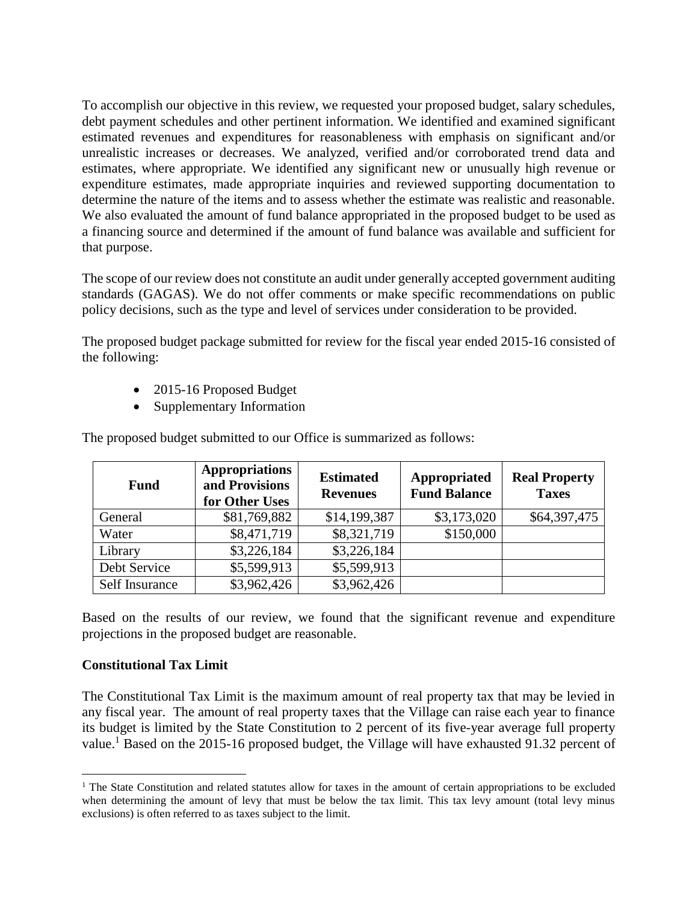To accomplish our objective in this review, we requested your proposed budget, salary schedules, debt payment schedules and other pertinent information. We identified and examined significant estimated revenues and expenditures for reasonableness with emphasis on significant and/or unrealistic increases or decreases. We analyzed, verified and/or corroborated trend data and estimates, where appropriate. We identified any significant new or unusually high revenue or expenditure estimates, made appropriate inquiries and reviewed supporting documentation to determine the nature of the items and to assess whether the estimate was realistic and reasonable. We also evaluated the amount of fund balance appropriated in the proposed budget to be used as a financing source and determined if the amount of fund balance was available and sufficient for that purpose.

The scope of our review does not constitute an audit under generally accepted government auditing standards (GAGAS). We do not offer comments or make specific recommendations on public policy decisions, such as the type and level of services under consideration to be provided.

The proposed budget package submitted for review for the fiscal year ended 2015-16 consisted of the following:

- 2015-16 Proposed Budget
- Supplementary Information

The proposed budget submitted to our Office is summarized as follows:

| Fund | Appropriations and Provisions for Other Uses | Estimated Revenues | Appropriated Fund Balance | Real Property Taxes |
|---|---|---|---|---|
| General | $81,769,882 | $14,199,387 | $3,173,020 | $64,397,475 |
| Water | $8,471,719 | $8,321,719 | $150,000 | |
| Library | $3,226,184 | $3,226,184 | | |
| Debt Service | $5,599,913 | $5,599,913 | | |
| Self Insurance | $3,962,426 | $3,962,426 | | |

Based on the results of our review, we found that the significant revenue and expenditure projections in the proposed budget are reasonable.

**Constitutional Tax Limit**

The Constitutional Tax Limit is the maximum amount of real property tax that may be levied in any fiscal year. The amount of real property taxes that the Village can raise each year to finance its budget is limited by the State Constitution to 2 percent of its five-year average full property value.[1] Based on the 2015-16 proposed budget, the Village will have exhausted 91.32 percent of

[1] The State Constitution and related statutes allow for taxes in the amount of certain appropriations to be excluded when determining the amount of levy that must be below the tax limit. This tax levy amount (total levy minus exclusions) is often referred to as taxes subject to the limit.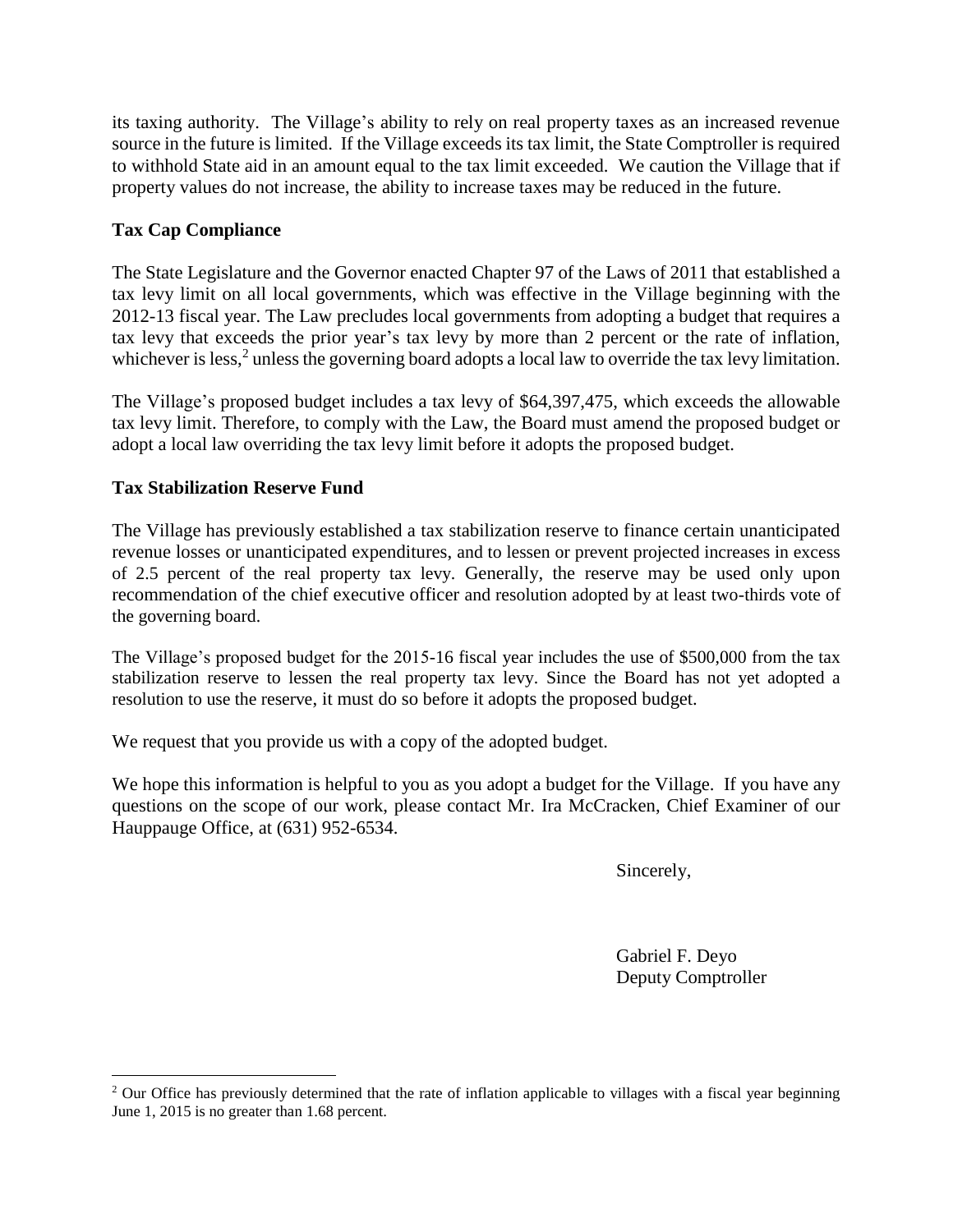its taxing authority. The Village's ability to rely on real property taxes as an increased revenue source in the future is limited. If the Village exceeds its tax limit, the State Comptroller is required to withhold State aid in an amount equal to the tax limit exceeded. We caution the Village that if property values do not increase, the ability to increase taxes may be reduced in the future.

**Tax Cap Compliance**

The State Legislature and the Governor enacted Chapter 97 of the Laws of 2011 that established a tax levy limit on all local governments, which was effective in the Village beginning with the 2012-13 fiscal year. The Law precludes local governments from adopting a budget that requires a tax levy that exceeds the prior year's tax levy by more than 2 percent or the rate of inflation, whichever is less,[2] unless the governing board adopts a local law to override the tax levy limitation.

The Village's proposed budget includes a tax levy of $64,397,475, which exceeds the allowable tax levy limit. Therefore, to comply with the Law, the Board must amend the proposed budget or adopt a local law overriding the tax levy limit before it adopts the proposed budget.

**Tax Stabilization Reserve Fund**

The Village has previously established a tax stabilization reserve to finance certain unanticipated revenue losses or unanticipated expenditures, and to lessen or prevent projected increases in excess of 2.5 percent of the real property tax levy. Generally, the reserve may be used only upon recommendation of the chief executive officer and resolution adopted by at least two-thirds vote of the governing board.

The Village's proposed budget for the 2015-16 fiscal year includes the use of $500,000 from the tax stabilization reserve to lessen the real property tax levy. Since the Board has not yet adopted a resolution to use the reserve, it must do so before it adopts the proposed budget.

We request that you provide us with a copy of the adopted budget.

We hope this information is helpful to you as you adopt a budget for the Village. If you have any questions on the scope of our work, please contact Mr. Ira McCracken, Chief Examiner of our Hauppauge Office, at (631) 952-6534.

Sincerely,

Gabriel F. Deyo
Deputy Comptroller

---

[2] Our Office has previously determined that the rate of inflation applicable to villages with a fiscal year beginning June 1, 2015 is no greater than 1.68 percent.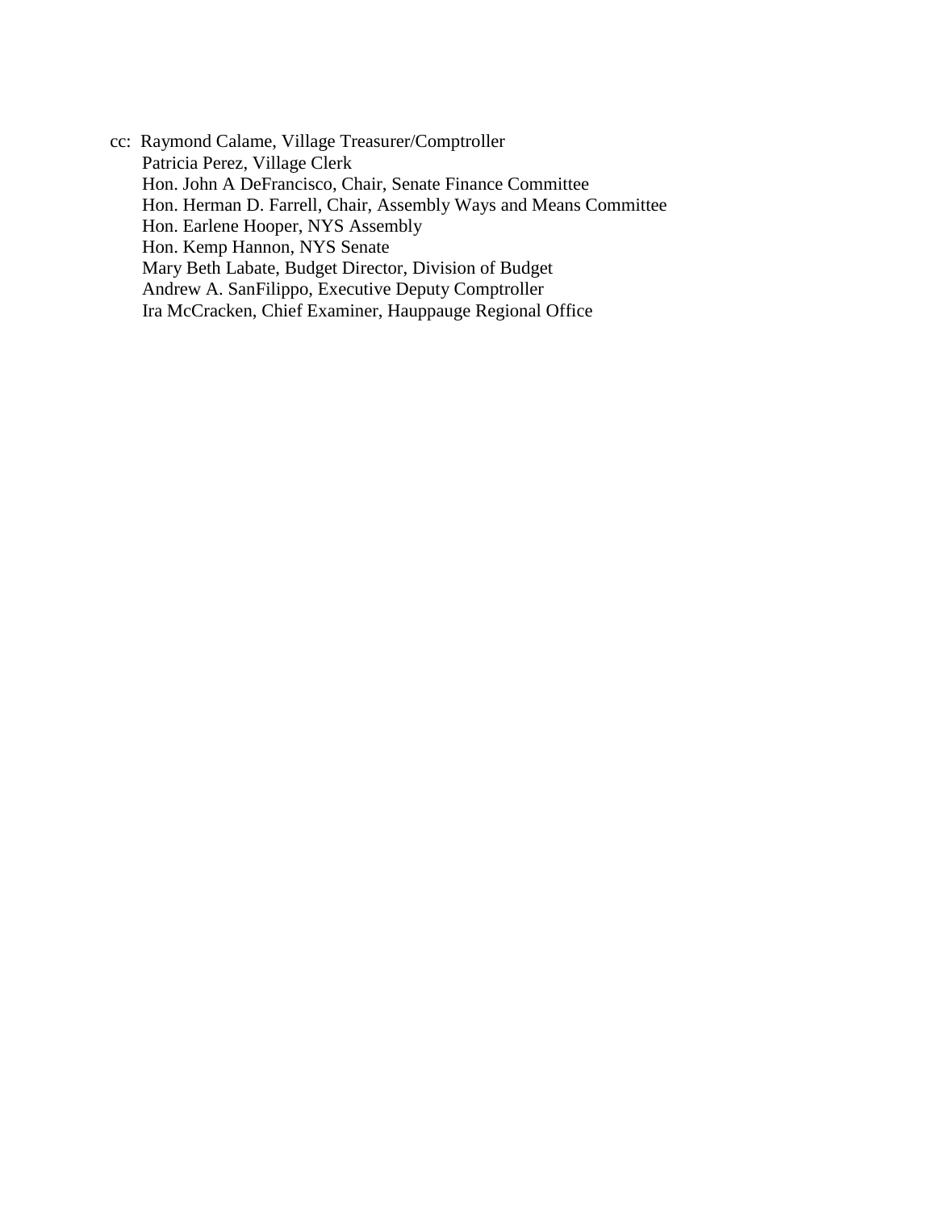cc: Raymond Calame, Village Treasurer/Comptroller  
Patricia Perez, Village Clerk  
Hon. John A DeFrancisco, Chair, Senate Finance Committee  
Hon. Herman D. Farrell, Chair, Assembly Ways and Means Committee  
Hon. Earlene Hooper, NYS Assembly  
Hon. Kemp Hannon, NYS Senate  
Mary Beth Labate, Budget Director, Division of Budget  
Andrew A. SanFilippo, Executive Deputy Comptroller  
Ira McCracken, Chief Examiner, Hauppauge Regional Office